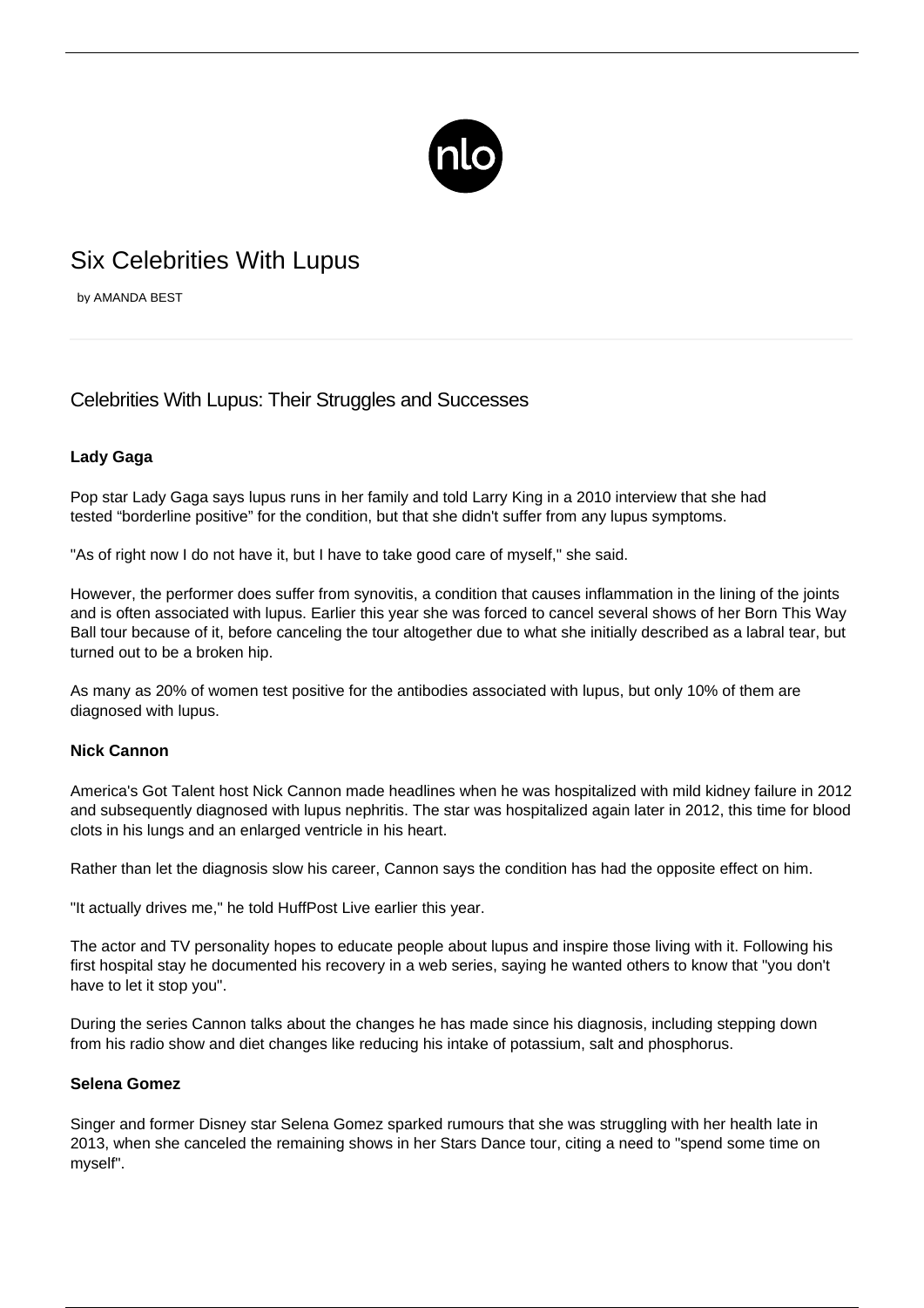# Six Celebrities With Lupus

by AMANDA BEST

## Celebrities With Lupus: Their Struggles and Successes

**Lady Gaga**

Pop star Lady Gaga says lupus runs in her family and told Larry King in a 2010 interview that she had tested "borderline positive" for the condition, but that she didn't suffer from any lupus symptoms.

"As of right now I do not have it, but I have to take good care of myself," she said.

However, the performer does suffer from synovitis, a condition that causes inflammation in the lining of the joints and is often associated with lupus. Earlier this year she was forced to cancel several shows of her Born This Way Ball tour because of it, before canceling the tour altogether due to what she initially described as a labral tear, but turned out to be a broken hip.

As many as 20% of women test positive for the antibodies associated with lupus, but only 10% of them are diagnosed with lupus.

**Nick Cannon**

America's Got Talent host Nick Cannon made headlines when he was hospitalized with mild kidney failure in 2012 and subsequently diagnosed with lupus nephritis. The star was hospitalized again later in 2012, this time for blood clots in his lungs and an enlarged ventricle in his heart.

Rather than let the diagnosis slow his career, Cannon says the condition has had the opposite effect on him.

"It actually drives me," he told HuffPost Live earlier this year.

The actor and TV personality hopes to educate people about lupus and inspire those living with it. Following his first hospital stay he documented his recovery in a web series, saying he wanted others to know that "you don't have to let it stop you".

During the series Cannon talks about the changes he has made since his diagnosis, including stepping down from his radio show and diet changes like reducing his intake of potassium, salt and phosphorus.

**Selena Gomez**

Singer and former Disney star Selena Gomez sparked rumours that she was struggling with her health late in 2013, when she canceled the remaining shows in her Stars Dance tour, citing a need to "spend some time on myself".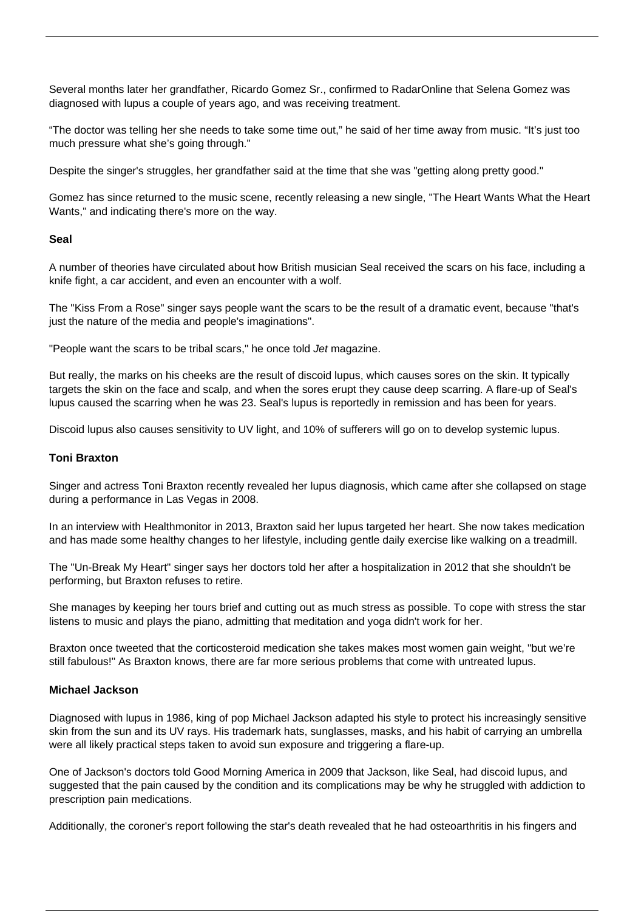Several months later her grandfather, Ricardo Gomez Sr., confirmed to RadarOnline that Selena Gomez was diagnosed with lupus a couple of years ago, and was receiving treatment.

“The doctor was telling her she needs to take some time out,” he said of her time away from music. “It’s just too much pressure what she’s going through."

Despite the singer's struggles, her grandfather said at the time that she was "getting along pretty good."

Gomez has since returned to the music scene, recently releasing a new single, "The Heart Wants What the Heart Wants," and indicating there's more on the way.

**Seal**

A number of theories have circulated about how British musician Seal received the scars on his face, including a knife fight, a car accident, and even an encounter with a wolf.

The "Kiss From a Rose" singer says people want the scars to be the result of a dramatic event, because "that's just the nature of the media and people's imaginations".

"People want the scars to be tribal scars," he once told *Jet* magazine.

But really, the marks on his cheeks are the result of discoid lupus, which causes sores on the skin. It typically targets the skin on the face and scalp, and when the sores erupt they cause deep scarring. A flare-up of Seal's lupus caused the scarring when he was 23. Seal's lupus is reportedly in remission and has been for years.

Discoid lupus also causes sensitivity to UV light, and 10% of sufferers will go on to develop systemic lupus.

**Toni Braxton**

Singer and actress Toni Braxton recently revealed her lupus diagnosis, which came after she collapsed on stage during a performance in Las Vegas in 2008.

In an interview with Healthmonitor in 2013, Braxton said her lupus targeted her heart. She now takes medication and has made some healthy changes to her lifestyle, including gentle daily exercise like walking on a treadmill.

The "Un-Break My Heart" singer says her doctors told her after a hospitalization in 2012 that she shouldn't be performing, but Braxton refuses to retire.

She manages by keeping her tours brief and cutting out as much stress as possible. To cope with stress the star listens to music and plays the piano, admitting that meditation and yoga didn't work for her.

Braxton once tweeted that the corticosteroid medication she takes makes most women gain weight, "but we’re still fabulous!" As Braxton knows, there are far more serious problems that come with untreated lupus.

**Michael Jackson**

Diagnosed with lupus in 1986, king of pop Michael Jackson adapted his style to protect his increasingly sensitive skin from the sun and its UV rays. His trademark hats, sunglasses, masks, and his habit of carrying an umbrella were all likely practical steps taken to avoid sun exposure and triggering a flare-up.

One of Jackson's doctors told Good Morning America in 2009 that Jackson, like Seal, had discoid lupus, and suggested that the pain caused by the condition and its complications may be why he struggled with addiction to prescription pain medications.

Additionally, the coroner's report following the star's death revealed that he had osteoarthritis in his fingers and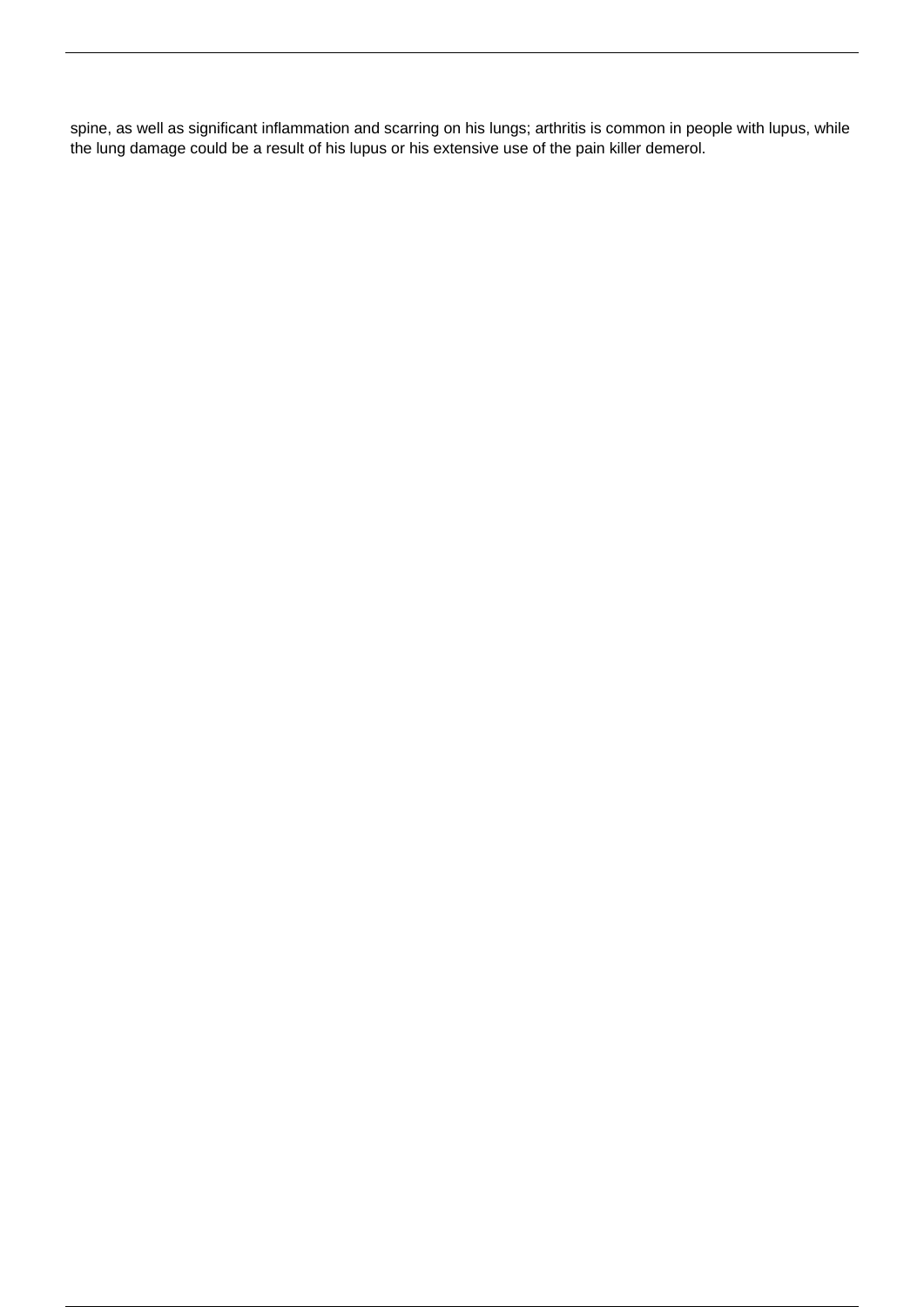spine, as well as significant inflammation and scarring on his lungs; arthritis is common in people with lupus, while the lung damage could be a result of his lupus or his extensive use of the pain killer demerol.